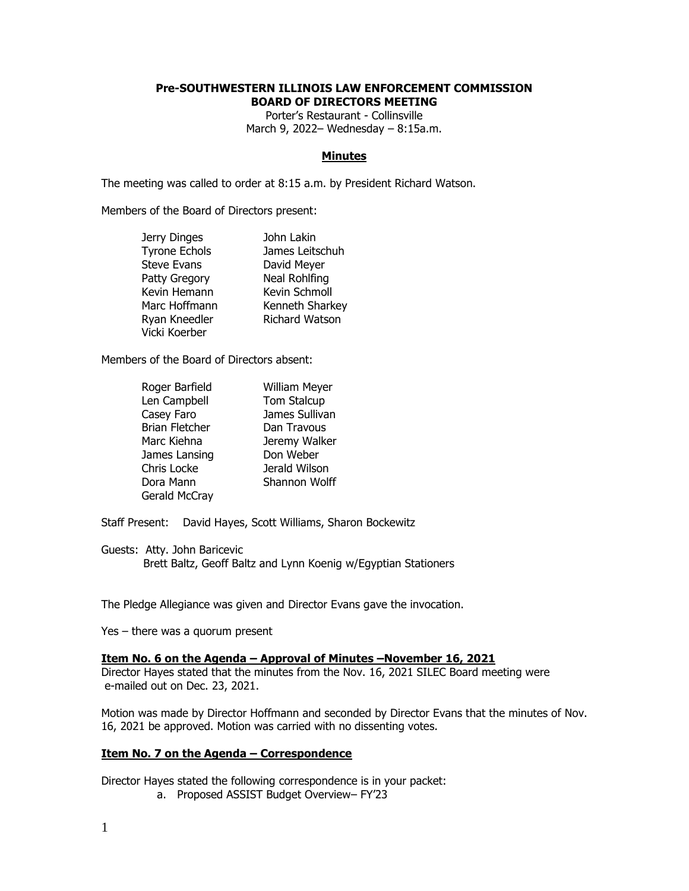# Pre-SOUTHWESTERN ILLINOIS LAW ENFORCEMENT COMMISSION
## BOARD OF DIRECTORS MEETING

Porter's Restaurant - Collinsville
March 9, 2022– Wednesday – 8:15a.m.

### Minutes

The meeting was called to order at 8:15 a.m. by President Richard Watson.

Members of the Board of Directors present:

| | |
|---|---|
| Jerry Dinges | John Lakin |
| Tyrone Echols | James Leitschuh |
| Steve Evans | David Meyer |
| Patty Gregory | Neal Rohlfing |
| Kevin Hemann | Kevin Schmoll |
| Marc Hoffmann | Kenneth Sharkey |
| Ryan Kneedler | Richard Watson |
| Vicki Koerber | |

Members of the Board of Directors absent:

| | |
|---|---|
| Roger Barfield | William Meyer |
| Len Campbell | Tom Stalcup |
| Casey Faro | James Sullivan |
| Brian Fletcher | Dan Travous |
| Marc Kiehna | Jeremy Walker |
| James Lansing | Don Weber |
| Chris Locke | Jerald Wilson |
| Dora Mann | Shannon Wolff |
| Gerald McCray | |

Staff Present: David Hayes, Scott Williams, Sharon Bockewitz

Guests: Atty. John Baricevic
Brett Baltz, Geoff Baltz and Lynn Koenig w/Egyptian Stationers

The Pledge Allegiance was given and Director Evans gave the invocation.

Yes – there was a quorum present

**Item No. 6 on the Agenda – Approval of Minutes –November 16, 2021**

Director Hayes stated that the minutes from the Nov. 16, 2021 SILEC Board meeting were e-mailed out on Dec. 23, 2021.

Motion was made by Director Hoffmann and seconded by Director Evans that the minutes of Nov. 16, 2021 be approved. Motion was carried with no dissenting votes.

**Item No. 7 on the Agenda – Correspondence**

Director Hayes stated the following correspondence is in your packet:

a. Proposed ASSIST Budget Overview– FY'23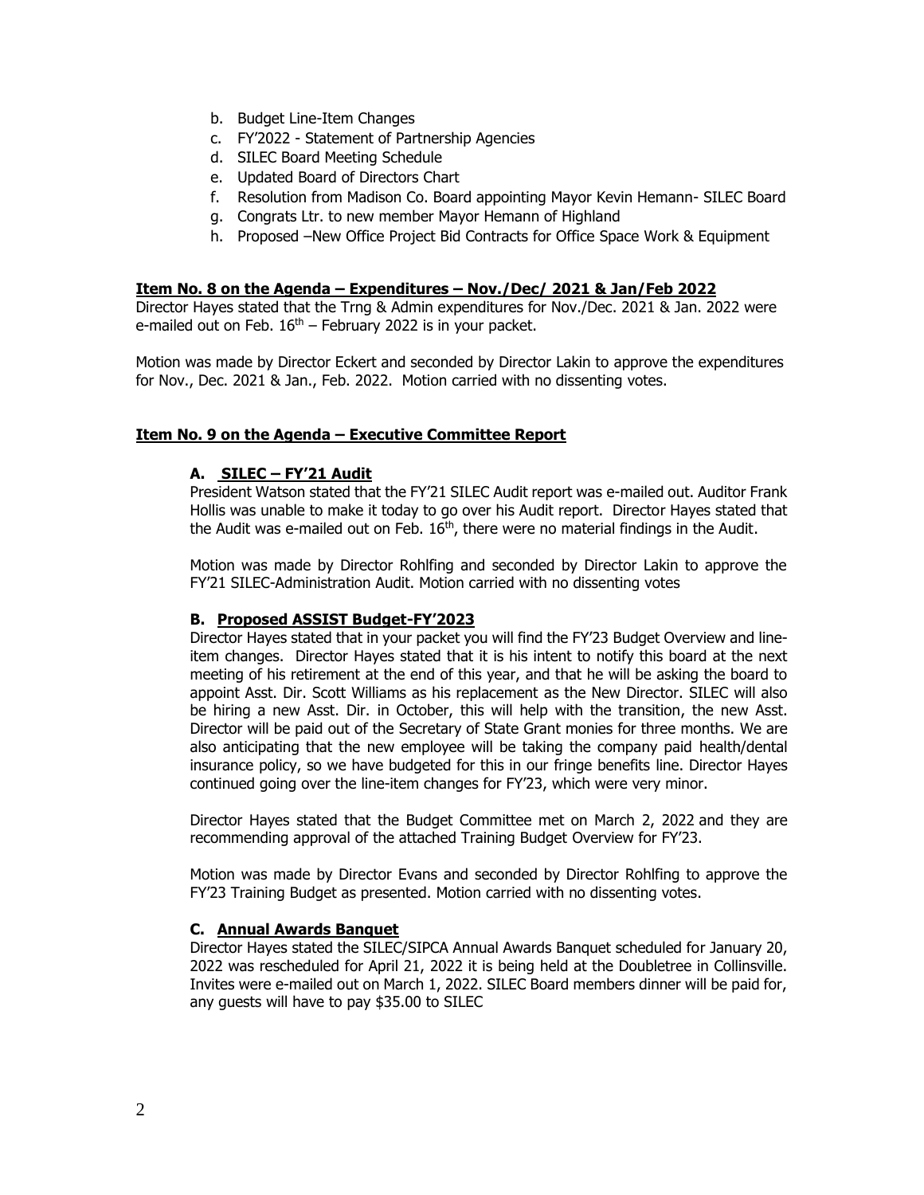b. Budget Line-Item Changes
c. FY'2022 - Statement of Partnership Agencies
d. SILEC Board Meeting Schedule
e. Updated Board of Directors Chart
f. Resolution from Madison Co. Board appointing Mayor Kevin Hemann- SILEC Board
g. Congrats Ltr. to new member Mayor Hemann of Highland
h. Proposed –New Office Project Bid Contracts for Office Space Work & Equipment

**Item No. 8 on the Agenda – Expenditures – Nov./Dec/ 2021 & Jan/Feb 2022**

Director Hayes stated that the Trng & Admin expenditures for Nov./Dec. 2021 & Jan. 2022 were e-mailed out on Feb. 16th – February 2022 is in your packet.

Motion was made by Director Eckert and seconded by Director Lakin to approve the expenditures for Nov., Dec. 2021 & Jan., Feb. 2022. Motion carried with no dissenting votes.

**Item No. 9 on the Agenda – Executive Committee Report**

**A. SILEC – FY'21 Audit**

President Watson stated that the FY'21 SILEC Audit report was e-mailed out. Auditor Frank Hollis was unable to make it today to go over his Audit report. Director Hayes stated that the Audit was e-mailed out on Feb. 16th, there were no material findings in the Audit.

Motion was made by Director Rohlfing and seconded by Director Lakin to approve the FY'21 SILEC-Administration Audit. Motion carried with no dissenting votes

**B. Proposed ASSIST Budget-FY'2023**

Director Hayes stated that in your packet you will find the FY'23 Budget Overview and line-item changes. Director Hayes stated that it is his intent to notify this board at the next meeting of his retirement at the end of this year, and that he will be asking the board to appoint Asst. Dir. Scott Williams as his replacement as the New Director. SILEC will also be hiring a new Asst. Dir. in October, this will help with the transition, the new Asst. Director will be paid out of the Secretary of State Grant monies for three months. We are also anticipating that the new employee will be taking the company paid health/dental insurance policy, so we have budgeted for this in our fringe benefits line. Director Hayes continued going over the line-item changes for FY'23, which were very minor.

Director Hayes stated that the Budget Committee met on March 2, 2022 and they are recommending approval of the attached Training Budget Overview for FY'23.

Motion was made by Director Evans and seconded by Director Rohlfing to approve the FY'23 Training Budget as presented. Motion carried with no dissenting votes.

**C. Annual Awards Banquet**

Director Hayes stated the SILEC/SIPCA Annual Awards Banquet scheduled for January 20, 2022 was rescheduled for April 21, 2022 it is being held at the Doubletree in Collinsville. Invites were e-mailed out on March 1, 2022. SILEC Board members dinner will be paid for, any guests will have to pay $35.00 to SILEC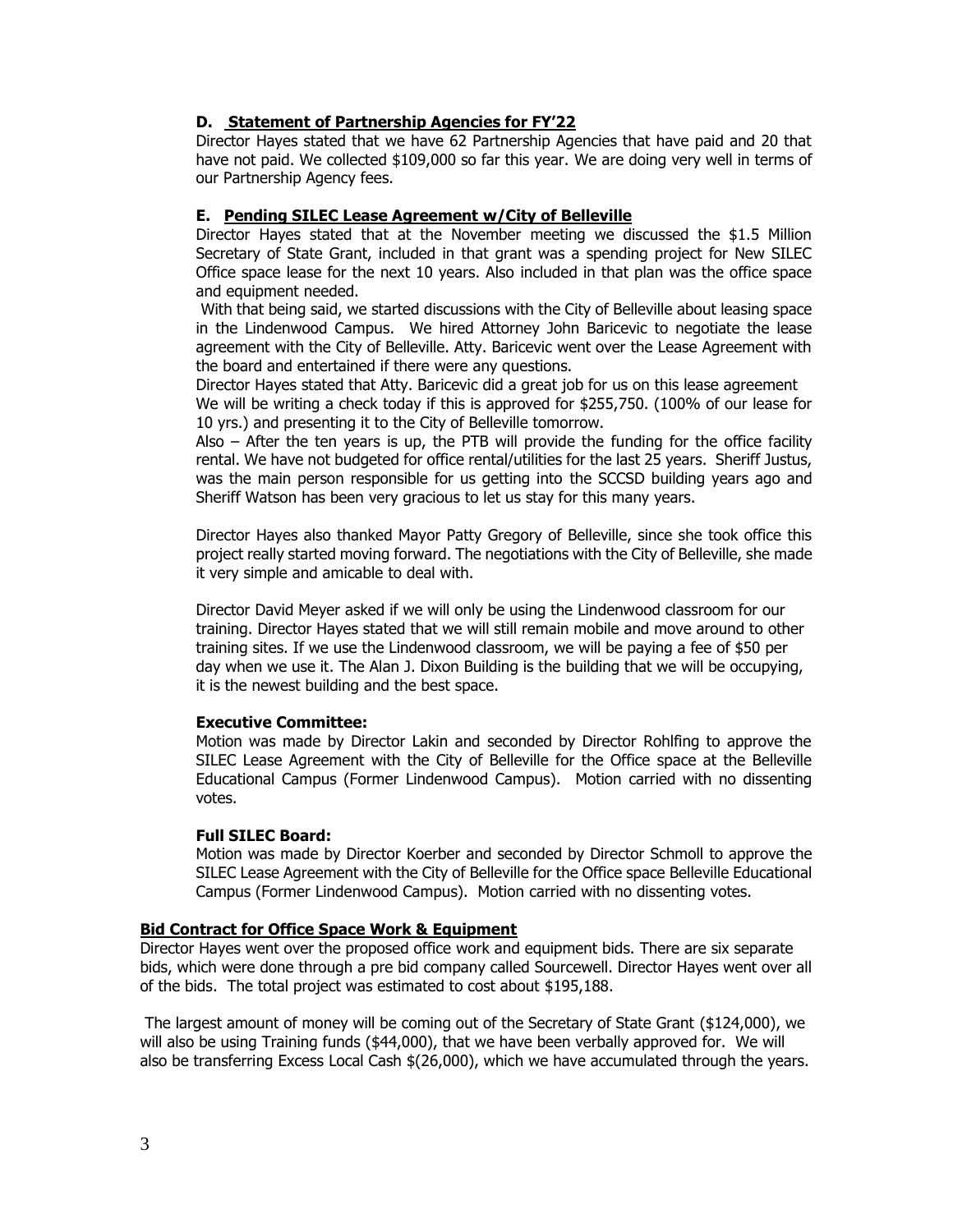### D. Statement of Partnership Agencies for FY'22

Director Hayes stated that we have 62 Partnership Agencies that have paid and 20 that have not paid. We collected $109,000 so far this year. We are doing very well in terms of our Partnership Agency fees.

### E. Pending SILEC Lease Agreement w/City of Belleville

Director Hayes stated that at the November meeting we discussed the $1.5 Million Secretary of State Grant, included in that grant was a spending project for New SILEC Office space lease for the next 10 years. Also included in that plan was the office space and equipment needed.

With that being said, we started discussions with the City of Belleville about leasing space in the Lindenwood Campus. We hired Attorney John Baricevic to negotiate the lease agreement with the City of Belleville. Atty. Baricevic went over the Lease Agreement with the board and entertained if there were any questions.

Director Hayes stated that Atty. Baricevic did a great job for us on this lease agreement

We will be writing a check today if this is approved for $255,750. (100% of our lease for 10 yrs.) and presenting it to the City of Belleville tomorrow.

Also – After the ten years is up, the PTB will provide the funding for the office facility rental. We have not budgeted for office rental/utilities for the last 25 years. Sheriff Justus, was the main person responsible for us getting into the SCCSD building years ago and Sheriff Watson has been very gracious to let us stay for this many years.

Director Hayes also thanked Mayor Patty Gregory of Belleville, since she took office this project really started moving forward. The negotiations with the City of Belleville, she made it very simple and amicable to deal with.

Director David Meyer asked if we will only be using the Lindenwood classroom for our training. Director Hayes stated that we will still remain mobile and move around to other training sites. If we use the Lindenwood classroom, we will be paying a fee of $50 per day when we use it. The Alan J. Dixon Building is the building that we will be occupying, it is the newest building and the best space.

**Executive Committee:**

Motion was made by Director Lakin and seconded by Director Rohlfing to approve the SILEC Lease Agreement with the City of Belleville for the Office space at the Belleville Educational Campus (Former Lindenwood Campus). Motion carried with no dissenting votes.

**Full SILEC Board:**

Motion was made by Director Koerber and seconded by Director Schmoll to approve the SILEC Lease Agreement with the City of Belleville for the Office space Belleville Educational Campus (Former Lindenwood Campus). Motion carried with no dissenting votes.

### Bid Contract for Office Space Work & Equipment

Director Hayes went over the proposed office work and equipment bids. There are six separate bids, which were done through a pre bid company called Sourcewell. Director Hayes went over all of the bids. The total project was estimated to cost about $195,188.

The largest amount of money will be coming out of the Secretary of State Grant ($124,000), we will also be using Training funds ($44,000), that we have been verbally approved for. We will also be transferring Excess Local Cash $(26,000), which we have accumulated through the years.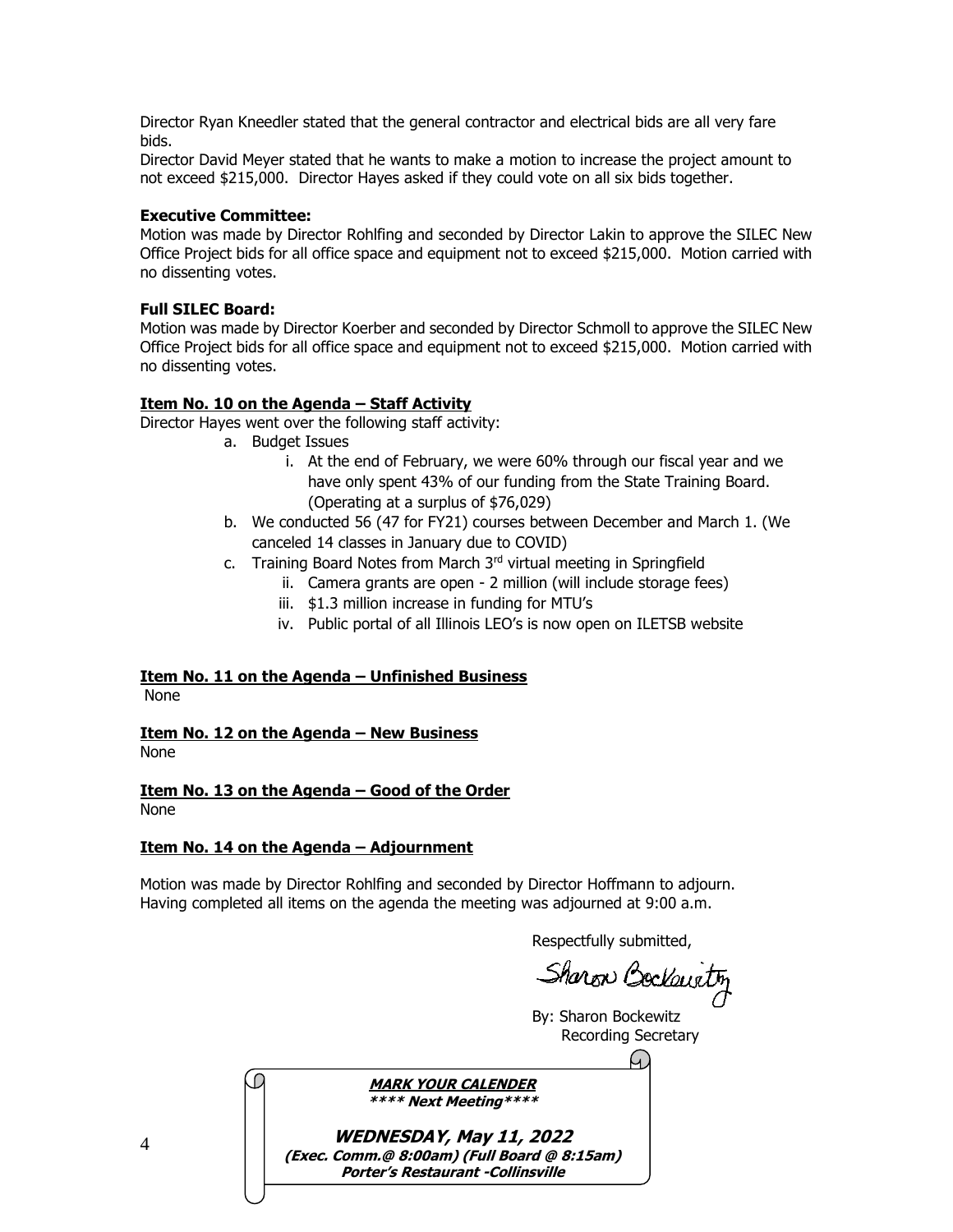Director Ryan Kneedler stated that the general contractor and electrical bids are all very fare bids.

Director David Meyer stated that he wants to make a motion to increase the project amount to not exceed $215,000. Director Hayes asked if they could vote on all six bids together.

**Executive Committee:**

Motion was made by Director Rohlfing and seconded by Director Lakin to approve the SILEC New Office Project bids for all office space and equipment not to exceed $215,000. Motion carried with no dissenting votes.

**Full SILEC Board:**

Motion was made by Director Koerber and seconded by Director Schmoll to approve the SILEC New Office Project bids for all office space and equipment not to exceed $215,000. Motion carried with no dissenting votes.

**Item No. 10 on the Agenda – Staff Activity**

Director Hayes went over the following staff activity:

a. Budget Issues
    i. At the end of February, we were 60% through our fiscal year and we have only spent 43% of our funding from the State Training Board. (Operating at a surplus of $76,029)
b. We conducted 56 (47 for FY21) courses between December and March 1. (We canceled 14 classes in January due to COVID)
c. Training Board Notes from March 3rd virtual meeting in Springfield
    ii. Camera grants are open - 2 million (will include storage fees)
    iii. $1.3 million increase in funding for MTU's
    iv. Public portal of all Illinois LEO's is now open on ILETSB website

**Item No. 11 on the Agenda – Unfinished Business**

None

**Item No. 12 on the Agenda – New Business**

None

**Item No. 13 on the Agenda – Good of the Order**

None

**Item No. 14 on the Agenda – Adjournment**

Motion was made by Director Rohlfing and seconded by Director Hoffmann to adjourn. Having completed all items on the agenda the meeting was adjourned at 9:00 a.m.

Respectfully submitted,

Sharon Bockewitz

By: Sharon Bockewitz
Recording Secretary

***MARK YOUR CALENDER***
***\*\*\*\* Next Meeting\*\*\*\****

***WEDNESDAY, May 11, 2022***
***(Exec. Comm.@ 8:00am) (Full Board @ 8:15am)***
***Porter's Restaurant -Collinsville***